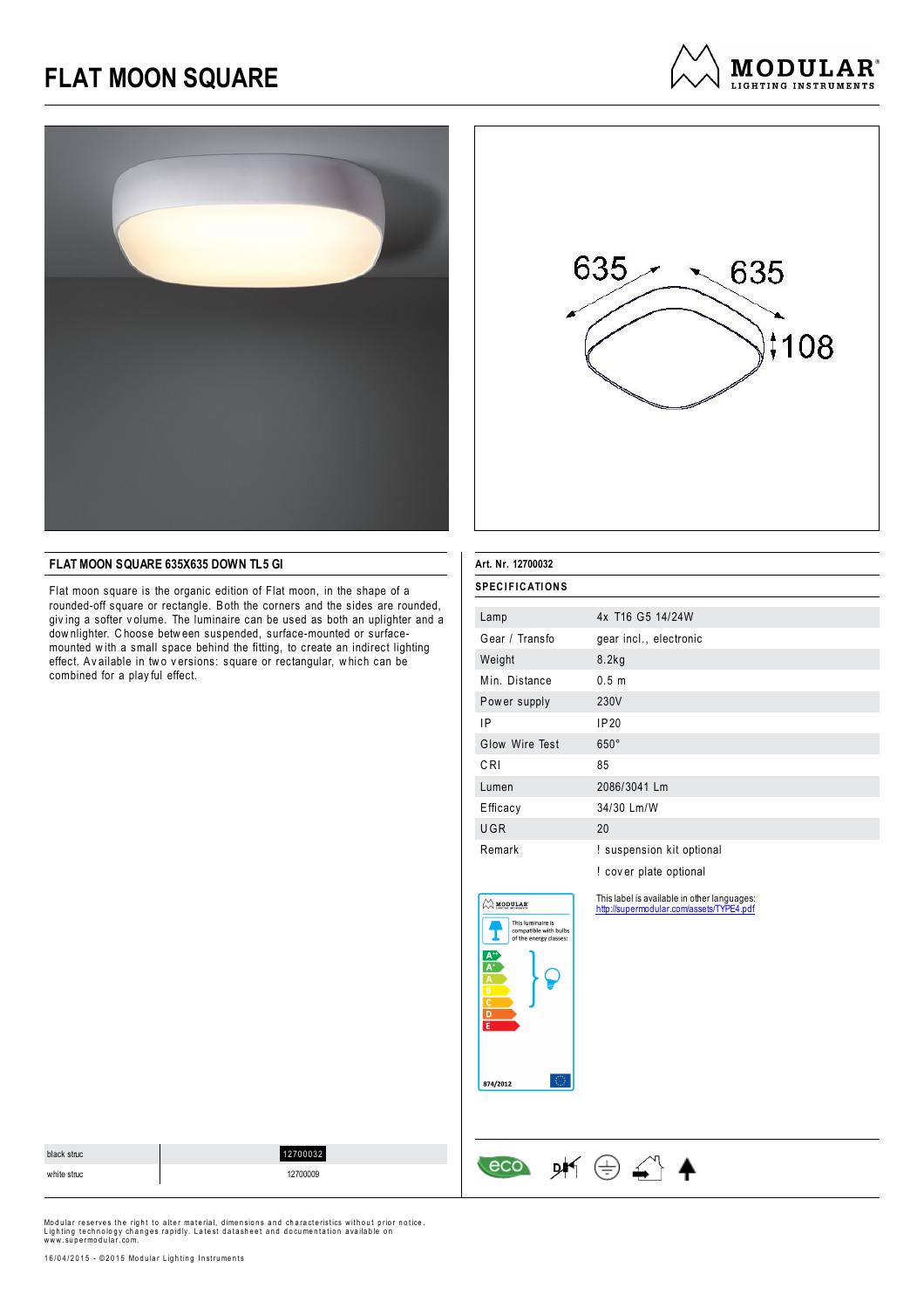# FLAT MOON SQUARE

MODULAR LIGHTING INSTRUMENTS

635 635 108

## FLAT MOON SQUARE 635X635 DOWN TL5 GI

Flat moon square is the organic edition of Flat moon, in the shape of a rounded-off square or rectangle. Both the corners and the sides are rounded, giving a softer volume. The luminaire can be used as both an uplighter and a downlighter. Choose between suspended, surface-mounted or surface-mounted with a small space behind the fitting, to create an indirect lighting effect. Available in two versions: square or rectangular, which can be combined for a playful effect.

| | |
|---|---|
| black struc | 12700032 |
| white struc | 12700009 |

**Art. Nr. 12700032**

### SPECIFICATIONS

| | |
|---|---|
| Lamp | 4x T16 G5 14/24W |
| Gear / Transfo | gear incl., electronic |
| Weight | 8.2kg |
| Min. Distance | 0.5 m |
| Power supply | 230V |
| IP | IP20 |
| Glow Wire Test | 650° |
| CRI | 85 |
| Lumen | 2086/3041 Lm |
| Efficacy | 34/30 Lm/W |
| UGR | 20 |
| Remark | ! suspension kit optional |
| | ! cover plate optional |

This luminaire is compatible with bulbs of the energy classes: A++, A+, A, B, C, D, E

874/2012

This label is available in other languages: http://supermodular.com/assets/TYPE4.pdf

eco

Modular reserves the right to alter material, dimensions and characteristics without prior notice. Lighting technology changes rapidly. Latest datasheet and documentation available on www.supermodular.com.

16/04/2015 - ©2015 Modular Lighting Instruments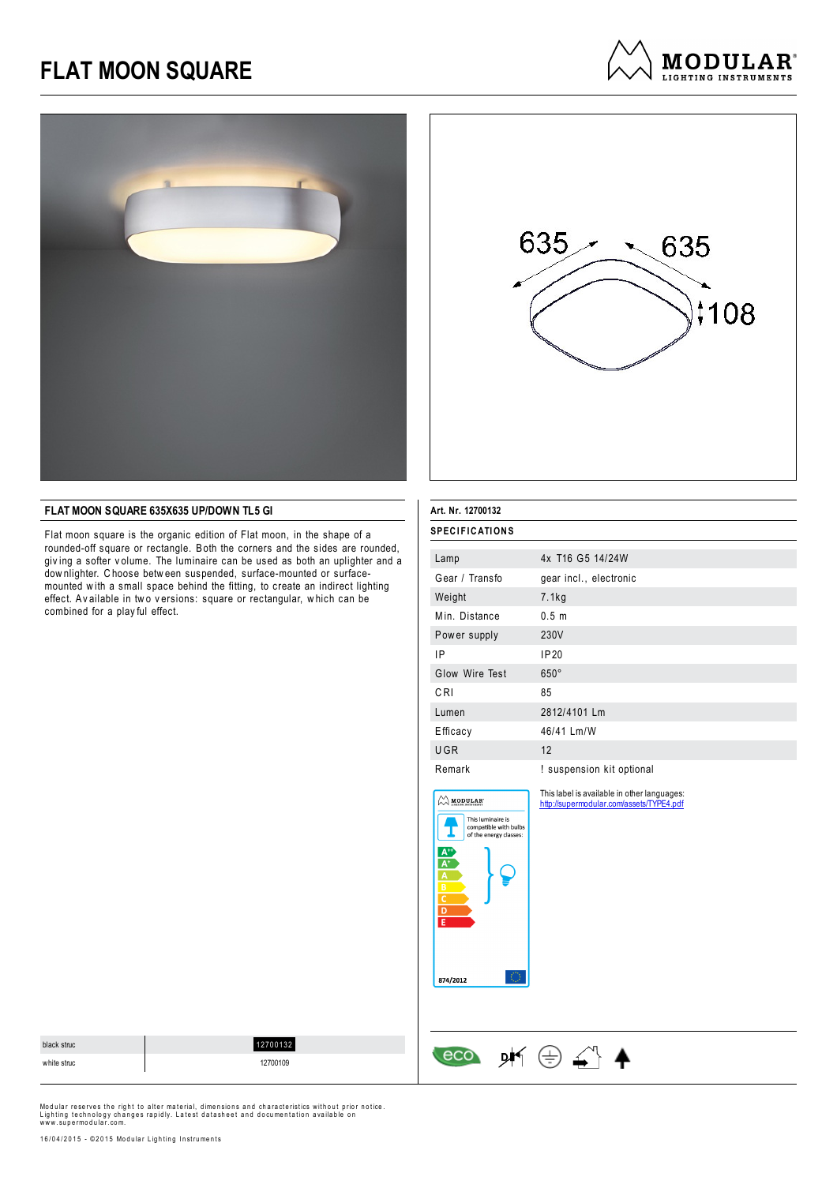# FLAT MOON SQUARE

MODULAR® LIGHTING INSTRUMENTS

635 635 108

## FLAT MOON SQUARE 635X635 UP/DOWN TL5 GI

Flat moon square is the organic edition of Flat moon, in the shape of a rounded-off square or rectangle. Both the corners and the sides are rounded, giving a softer volume. The luminaire can be used as both an uplighter and a downlighter. Choose between suspended, surface-mounted or surface-mounted with a small space behind the fitting, to create an indirect lighting effect. Available in two versions: square or rectangular, which can be combined for a playful effect.

**Art. Nr. 12700132**

### SPECIFICATIONS

| | |
|---|---|
| Lamp | 4x T16 G5 14/24W |
| Gear / Transfo | gear incl., electronic |
| Weight | 7.1kg |
| Min. Distance | 0.5 m |
| Power supply | 230V |
| IP | IP20 |
| Glow Wire Test | 650° |
| CRI | 85 |
| Lumen | 2812/4101 Lm |
| Efficacy | 46/41 Lm/W |
| UGR | 12 |
| Remark | ! suspension kit optional |

MODULAR
This luminaire is compatible with bulbs of the energy classes:
A++ A+ A B C D E
874/2012

This label is available in other languages:
http://supermodular.com/assets/TYPE4.pdf

| | |
|---|---|
| black struc | 12700132 |
| white struc | 12700109 |

eco

Modular reserves the right to alter material, dimensions and characteristics without prior notice. Lighting technology changes rapidly. Latest datasheet and documentation available on www.supermodular.com.

16/04/2015 - ©2015 Modular Lighting Instruments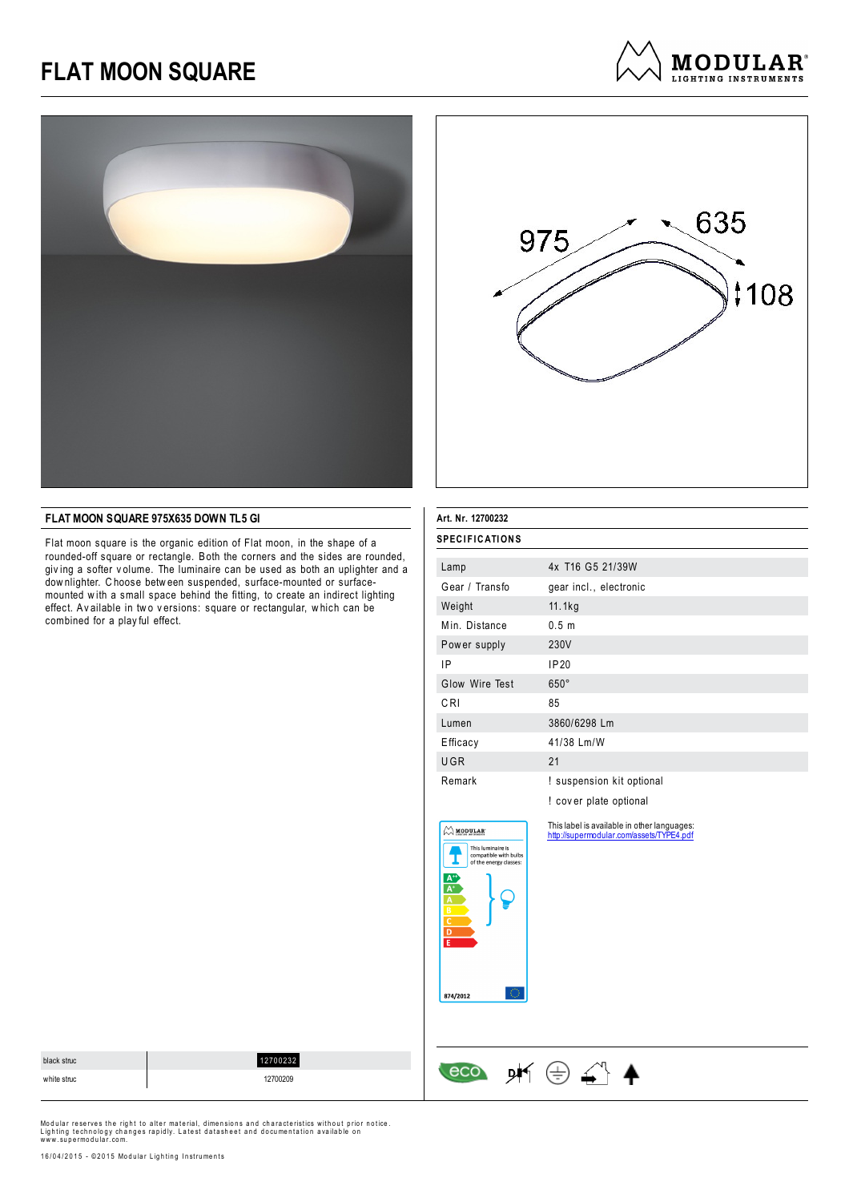# FLAT MOON SQUARE

975 635 108

## FLAT MOON SQUARE 975X635 DOWN TL5 GI

Flat moon square is the organic edition of Flat moon, in the shape of a rounded-off square or rectangle. Both the corners and the sides are rounded, giving a softer volume. The luminaire can be used as both an uplighter and a downlighter. Choose between suspended, surface-mounted or surface-mounted with a small space behind the fitting, to create an indirect lighting effect. Available in two versions: square or rectangular, which can be combined for a playful effect.

**Art. Nr. 12700232**

### SPECIFICATIONS

| | |
|---|---|
| Lamp | 4x T16 G5 21/39W |
| Gear / Transfo | gear incl., electronic |
| Weight | 11.1kg |
| Min. Distance | 0.5 m |
| Power supply | 230V |
| IP | IP20 |
| Glow Wire Test | 650° |
| CRI | 85 |
| Lumen | 3860/6298 Lm |
| Efficacy | 41/38 Lm/W |
| UGR | 21 |
| Remark | ! suspension kit optional |
| | ! cover plate optional |

This luminaire is compatible with bulbs of the energy classes: A++, A+, A, B, C, D, E

874/2012

This label is available in other languages:
http://supermodular.com/assets/TYPE4.pdf

| | |
|---|---|
| black struc | 12700232 |
| white struc | 12700209 |

Modular reserves the right to alter material, dimensions and characteristics without prior notice. Lighting technology changes rapidly. Latest datasheet and documentation available on www.supermodular.com.

16/04/2015 - ©2015 Modular Lighting Instruments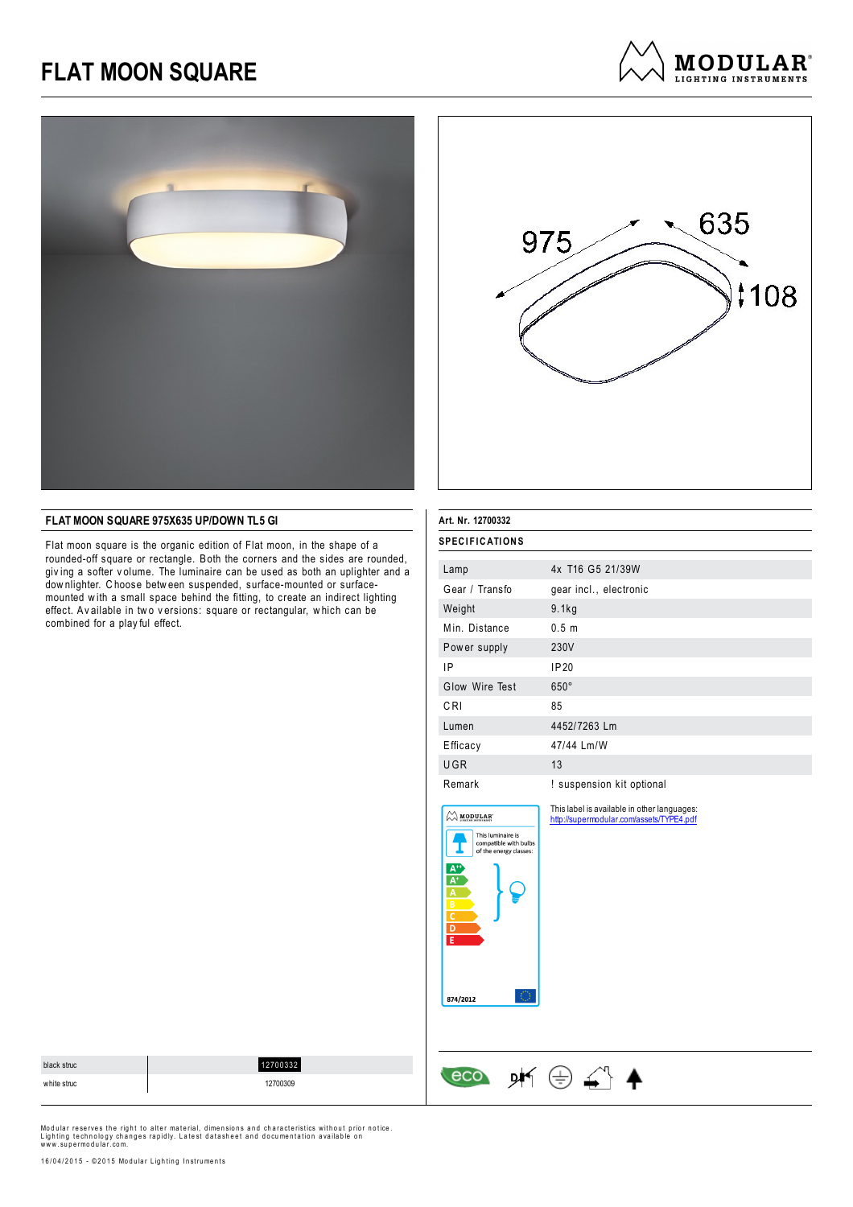# FLAT MOON SQUARE

MODULAR
LIGHTING INSTRUMENTS

975
635
108

## FLAT MOON SQUARE 975X635 UP/DOWN TL5 GI

Flat moon square is the organic edition of Flat moon, in the shape of a rounded-off square or rectangle. Both the corners and the sides are rounded, giving a softer volume. The luminaire can be used as both an uplighter and a downlighter. Choose between suspended, surface-mounted or surface-mounted with a small space behind the fitting, to create an indirect lighting effect. Available in two versions: square or rectangular, which can be combined for a playful effect.

**Art. Nr. 12700332**

### SPECIFICATIONS

| | |
|---|---|
| Lamp | 4x T16 G5 21/39W |
| Gear / Transfo | gear incl., electronic |
| Weight | 9.1kg |
| Min. Distance | 0.5 m |
| Power supply | 230V |
| IP | IP20 |
| Glow Wire Test | 650° |
| CRI | 85 |
| Lumen | 4452/7263 Lm |
| Efficacy | 47/44 Lm/W |
| UGR | 13 |
| Remark | ! suspension kit optional |

This luminaire is compatible with bulbs of the energy classes: A++, A+, A, B, C, D, E

874/2012

This label is available in other languages:
http://supermodular.com/assets/TYPE4.pdf

| | |
|---|---|
| black struc | 12700332 |
| white struc | 12700309 |

Modular reserves the right to alter material, dimensions and characteristics without prior notice. Lighting technology changes rapidly. Latest datasheet and documentation available on www.supermodular.com.

16/04/2015 - ©2015 Modular Lighting Instruments